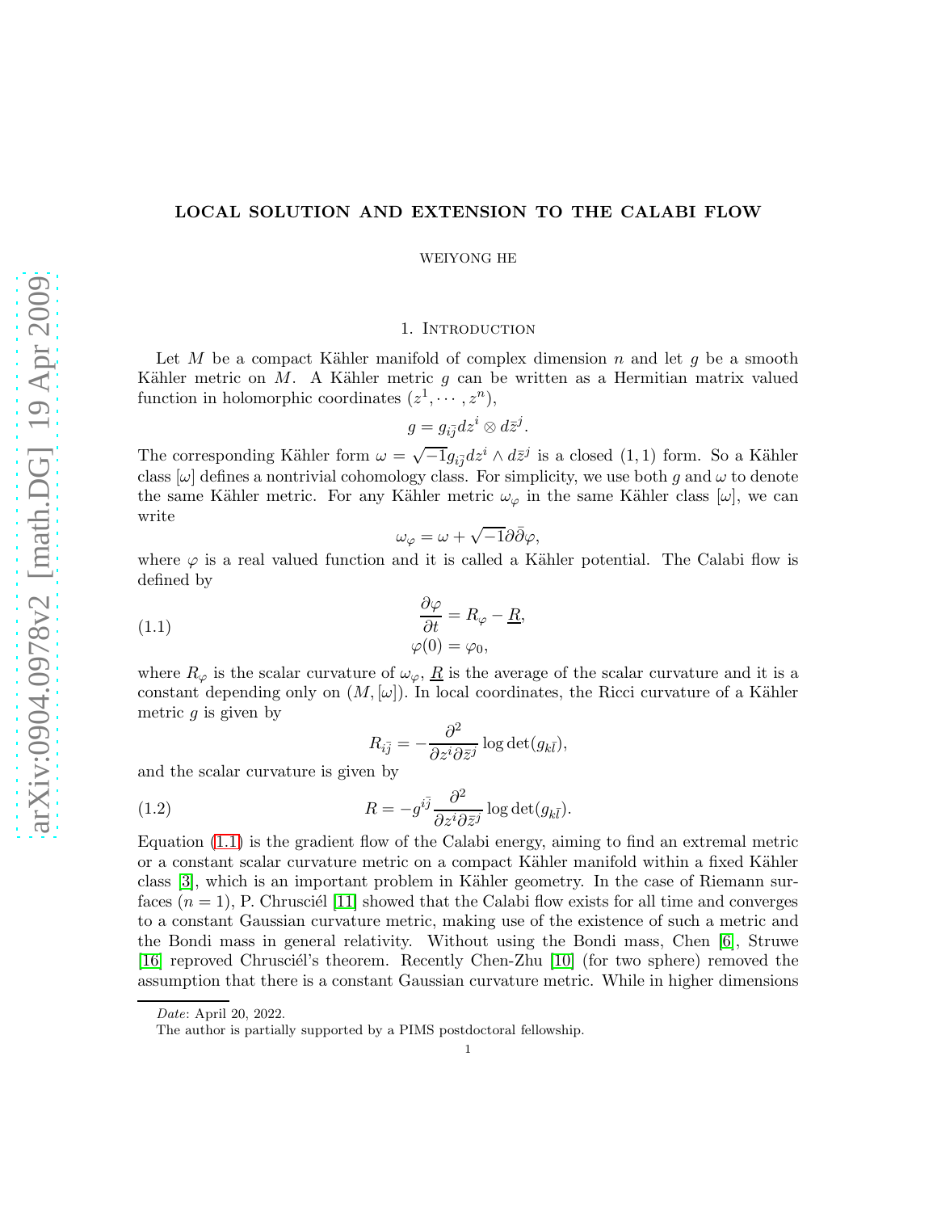# LOCAL SOLUTION AND EXTENSION TO THE CALABI FLOW

WEIYONG HE

## 1. Introduction

Let $M$ be a compact Kähler manifold of complex dimension $n$ and let $g$ be a smooth Kähler metric on $M$. A Kähler metric $g$ can be written as a Hermitian matrix valued function in holomorphic coordinates $(z^1, \cdots, z^n)$,

$$g = g_{i\bar{j}} dz^i \otimes d\bar{z}^j.$$

The corresponding Kähler form $\omega = \sqrt{-1} g_{i\bar{j}} dz^i \wedge d\bar{z}^j$ is a closed $(1,1)$ form. So a Kähler class $[\omega]$ defines a nontrivial cohomology class. For simplicity, we use both $g$ and $\omega$ to denote the same Kähler metric. For any Kähler metric $\omega_\varphi$ in the same Kähler class $[\omega]$, we can write

$$\omega_\varphi = \omega + \sqrt{-1}\partial\bar{\partial}\varphi,$$

where $\varphi$ is a real valued function and it is called a Kähler potential. The Calabi flow is defined by

$$\begin{aligned} \frac{\partial \varphi}{\partial t} &= R_\varphi - \underline{R}, \\ \varphi(0) &= \varphi_0, \end{aligned} \tag{1.1}$$

where $R_\varphi$ is the scalar curvature of $\omega_\varphi$, $\underline{R}$ is the average of the scalar curvature and it is a constant depending only on $(M, [\omega])$. In local coordinates, the Ricci curvature of a Kähler metric $g$ is given by

$$R_{i\bar{j}} = -\frac{\partial^2}{\partial z^i \partial \bar{z}^j} \log \det(g_{k\bar{l}}),$$

and the scalar curvature is given by

$$R = -g^{i\bar{j}} \frac{\partial^2}{\partial z^i \partial \bar{z}^j} \log \det(g_{k\bar{l}}). \tag{1.2}$$

Equation (1.1) is the gradient flow of the Calabi energy, aiming to find an extremal metric or a constant scalar curvature metric on a compact Kähler manifold within a fixed Kähler class [3], which is an important problem in Kähler geometry. In the case of Riemann surfaces ($n = 1$), P. Chrusciél [11] showed that the Calabi flow exists for all time and converges to a constant Gaussian curvature metric, making use of the existence of such a metric and the Bondi mass in general relativity. Without using the Bondi mass, Chen [6], Struwe [16] reproved Chrusciél's theorem. Recently Chen-Zhu [10] (for two sphere) removed the assumption that there is a constant Gaussian curvature metric. While in higher dimensions

*Date*: April 20, 2022.

The author is partially supported by a PIMS postdoctoral fellowship.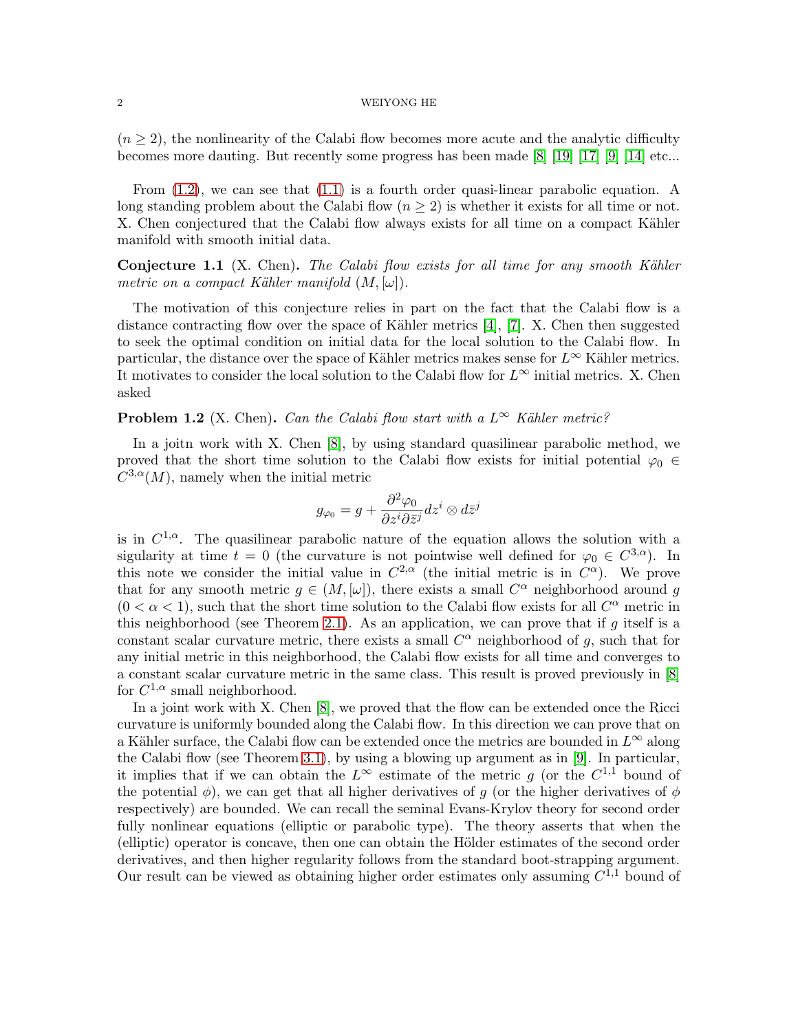($n \geq 2$), the nonlinearity of the Calabi flow becomes more acute and the analytic difficulty becomes more dauting. But recently some progress has been made [8] [19] [17] [9] [14] etc...

From (1.2), we can see that (1.1) is a fourth order quasi-linear parabolic equation. A long standing problem about the Calabi flow ($n \geq 2$) is whether it exists for all time or not. X. Chen conjectured that the Calabi flow always exists for all time on a compact Kähler manifold with smooth initial data.

**Conjecture 1.1** (X. Chen)**.** *The Calabi flow exists for all time for any smooth Kähler metric on a compact Kähler manifold $(M, [\omega])$.*

The motivation of this conjecture relies in part on the fact that the Calabi flow is a distance contracting flow over the space of Kähler metrics [4], [7]. X. Chen then suggested to seek the optimal condition on initial data for the local solution to the Calabi flow. In particular, the distance over the space of Kähler metrics makes sense for $L^\infty$ Kähler metrics. It motivates to consider the local solution to the Calabi flow for $L^\infty$ initial metrics. X. Chen asked

**Problem 1.2** (X. Chen)**.** *Can the Calabi flow start with a $L^\infty$ Kähler metric?*

In a joitn work with X. Chen [8], by using standard quasilinear parabolic method, we proved that the short time solution to the Calabi flow exists for initial potential $\varphi_0 \in C^{3,\alpha}(M)$, namely when the initial metric

$$g_{\varphi_0} = g + \frac{\partial^2 \varphi_0}{\partial z^i \partial \bar{z}^j} dz^i \otimes d\bar{z}^j$$

is in $C^{1,\alpha}$. The quasilinear parabolic nature of the equation allows the solution with a sigularity at time $t = 0$ (the curvature is not pointwise well defined for $\varphi_0 \in C^{3,\alpha}$). In this note we consider the initial value in $C^{2,\alpha}$ (the initial metric is in $C^\alpha$). We prove that for any smooth metric $g \in (M, [\omega])$, there exists a small $C^\alpha$ neighborhood around $g$ ($0 < \alpha < 1$), such that the short time solution to the Calabi flow exists for all $C^\alpha$ metric in this neighborhood (see Theorem 2.1). As an application, we can prove that if $g$ itself is a constant scalar curvature metric, there exists a small $C^\alpha$ neighborhood of $g$, such that for any initial metric in this neighborhood, the Calabi flow exists for all time and converges to a constant scalar curvature metric in the same class. This result is proved previously in [8] for $C^{1,\alpha}$ small neighborhood.

In a joint work with X. Chen [8], we proved that the flow can be extended once the Ricci curvature is uniformly bounded along the Calabi flow. In this direction we can prove that on a Kähler surface, the Calabi flow can be extended once the metrics are bounded in $L^\infty$ along the Calabi flow (see Theorem 3.1), by using a blowing up argument as in [9]. In particular, it implies that if we can obtain the $L^\infty$ estimate of the metric $g$ (or the $C^{1,1}$ bound of the potential $\phi$), we can get that all higher derivatives of $g$ (or the higher derivatives of $\phi$ respectively) are bounded. We can recall the seminal Evans-Krylov theory for second order fully nonlinear equations (elliptic or parabolic type). The theory asserts that when the (elliptic) operator is concave, then one can obtain the Hölder estimates of the second order derivatives, and then higher regularity follows from the standard boot-strapping argument. Our result can be viewed as obtaining higher order estimates only assuming $C^{1,1}$ bound of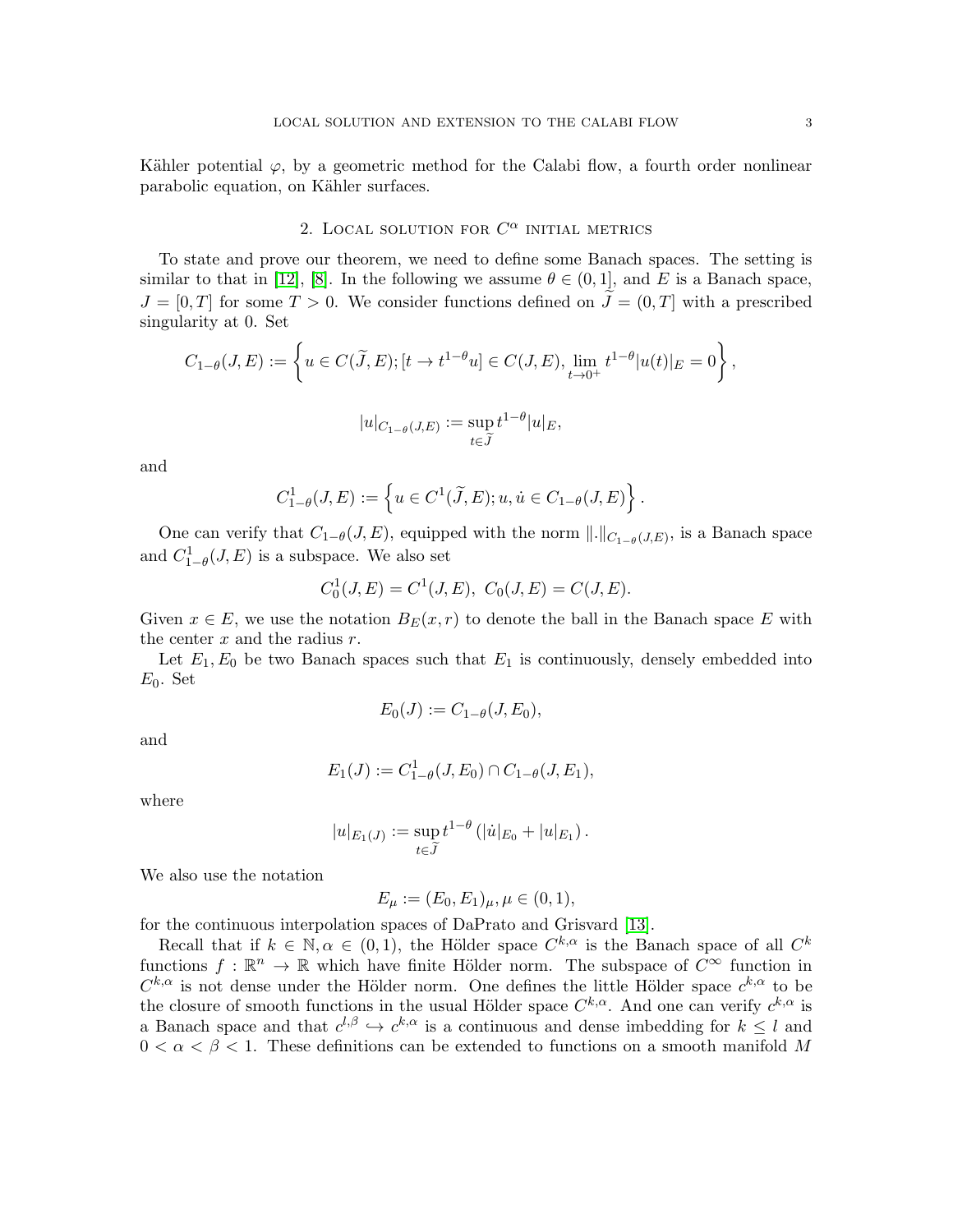Kähler potential $\varphi$, by a geometric method for the Calabi flow, a fourth order nonlinear parabolic equation, on Kähler surfaces.

## 2. Local solution for $C^\alpha$ initial metrics

To state and prove our theorem, we need to define some Banach spaces. The setting is similar to that in [12], [8]. In the following we assume $\theta \in (0,1]$, and $E$ is a Banach space, $J = [0,T]$ for some $T > 0$. We consider functions defined on $\widetilde{J} = (0,T]$ with a prescribed singularity at 0. Set

$$C_{1-\theta}(J,E) := \left\{ u \in C(\widetilde{J},E); [t \to t^{1-\theta}u] \in C(J,E), \lim_{t\to 0^+} t^{1-\theta}|u(t)|_E = 0 \right\},$$

$$|u|_{C_{1-\theta}(J,E)} := \sup_{t\in\widetilde{J}} t^{1-\theta}|u|_E,$$

and

$$C^1_{1-\theta}(J,E) := \left\{ u \in C^1(\widetilde{J},E); u, \dot{u} \in C_{1-\theta}(J,E) \right\}.$$

One can verify that $C_{1-\theta}(J,E)$, equipped with the norm $\|.\|_{C_{1-\theta}(J,E)}$, is a Banach space and $C^1_{1-\theta}(J,E)$ is a subspace. We also set

$$C^1_0(J,E) = C^1(J,E),\ C_0(J,E) = C(J,E).$$

Given $x \in E$, we use the notation $B_E(x,r)$ to denote the ball in the Banach space $E$ with the center $x$ and the radius $r$.

Let $E_1, E_0$ be two Banach spaces such that $E_1$ is continuously, densely embedded into $E_0$. Set

$$E_0(J) := C_{1-\theta}(J,E_0),$$

and

$$E_1(J) := C^1_{1-\theta}(J,E_0) \cap C_{1-\theta}(J,E_1),$$

where

$$|u|_{E_1(J)} := \sup_{t\in\widetilde{J}} t^{1-\theta}\left(|\dot{u}|_{E_0} + |u|_{E_1}\right).$$

We also use the notation

$$E_\mu := (E_0,E_1)_\mu, \mu \in (0,1),$$

for the continuous interpolation spaces of DaPrato and Grisvard [13].

Recall that if $k \in \mathbb{N}, \alpha \in (0,1)$, the Hölder space $C^{k,\alpha}$ is the Banach space of all $C^k$ functions $f : \mathbb{R}^n \to \mathbb{R}$ which have finite Hölder norm. The subspace of $C^\infty$ function in $C^{k,\alpha}$ is not dense under the Hölder norm. One defines the little Hölder space $c^{k,\alpha}$ to be the closure of smooth functions in the usual Hölder space $C^{k,\alpha}$. And one can verify $c^{k,\alpha}$ is a Banach space and that $c^{l,\beta} \hookrightarrow c^{k,\alpha}$ is a continuous and dense imbedding for $k \le l$ and $0 < \alpha < \beta < 1$. These definitions can be extended to functions on a smooth manifold $M$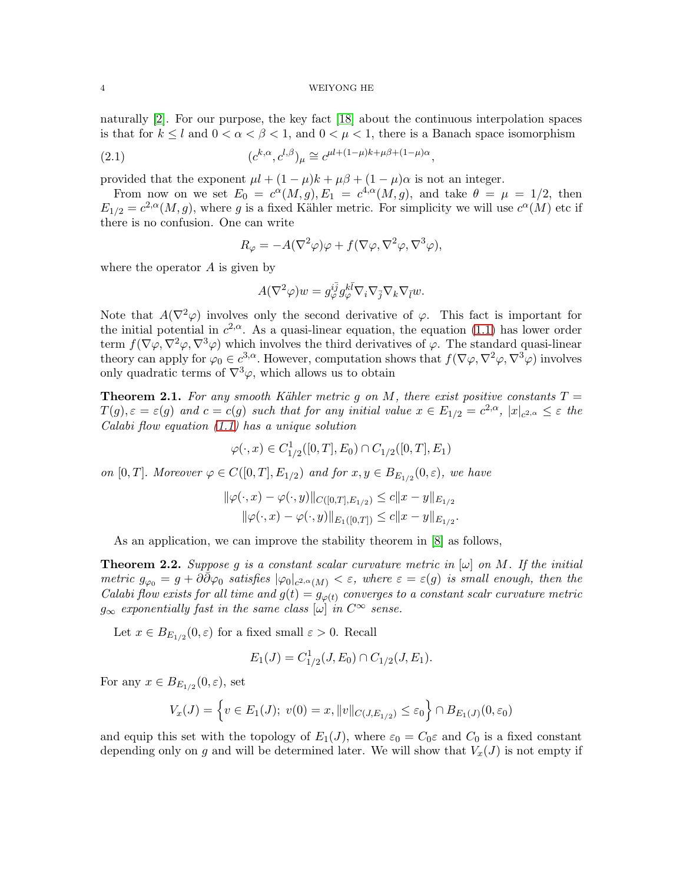naturally [2]. For our purpose, the key fact [18] about the continuous interpolation spaces is that for $k \le l$ and $0 < \alpha < \beta < 1$, and $0 < \mu < 1$, there is a Banach space isomorphism

$$(c^{k,\alpha}, c^{l,\beta})_\mu \cong c^{\mu l + (1-\mu)k + \mu\beta + (1-\mu)\alpha}, \tag{2.1}$$

provided that the exponent $\mu l + (1-\mu)k + \mu\beta + (1-\mu)\alpha$ is not an integer.

From now on we set $E_0 = c^{\alpha}(M, g), E_1 = c^{4,\alpha}(M, g)$, and take $\theta = \mu = 1/2$, then $E_{1/2} = c^{2,\alpha}(M, g)$, where $g$ is a fixed Kähler metric. For simplicity we will use $c^{\alpha}(M)$ etc if there is no confusion. One can write

$$R_\varphi = -A(\nabla^2\varphi)\varphi + f(\nabla\varphi, \nabla^2\varphi, \nabla^3\varphi),$$

where the operator $A$ is given by

$$A(\nabla^2\varphi)w = g_\varphi^{i\bar{j}} g_\varphi^{k\bar{l}} \nabla_i \nabla_{\bar{j}} \nabla_k \nabla_{\bar{l}} w.$$

Note that $A(\nabla^2\varphi)$ involves only the second derivative of $\varphi$. This fact is important for the initial potential in $c^{2,\alpha}$. As a quasi-linear equation, the equation (1.1) has lower order term $f(\nabla\varphi, \nabla^2\varphi, \nabla^3\varphi)$ which involves the third derivatives of $\varphi$. The standard quasi-linear theory can apply for $\varphi_0 \in c^{3,\alpha}$. However, computation shows that $f(\nabla\varphi, \nabla^2\varphi, \nabla^3\varphi)$ involves only quadratic terms of $\nabla^3\varphi$, which allows us to obtain

**Theorem 2.1.** *For any smooth Kähler metric $g$ on $M$, there exist positive constants $T = T(g), \varepsilon = \varepsilon(g)$ and $c = c(g)$ such that for any initial value $x \in E_{1/2} = c^{2,\alpha}$, $|x|_{c^{2,\alpha}} \le \varepsilon$ the Calabi flow equation (1.1) has a unique solution*

$$\varphi(\cdot, x) \in C^1_{1/2}([0, T], E_0) \cap C_{1/2}([0, T], E_1)$$

*on $[0, T]$. Moreover $\varphi \in C([0, T], E_{1/2})$ and for $x, y \in B_{E_{1/2}}(0, \varepsilon)$, we have*

$$\|\varphi(\cdot, x) - \varphi(\cdot, y)\|_{C([0,T], E_{1/2})} \le c\|x - y\|_{E_{1/2}}$$
$$\|\varphi(\cdot, x) - \varphi(\cdot, y)\|_{E_1([0,T])} \le c\|x - y\|_{E_{1/2}}.$$

As an application, we can improve the stability theorem in [8] as follows,

**Theorem 2.2.** *Suppose $g$ is a constant scalar curvature metric in $[\omega]$ on $M$. If the initial metric $g_{\varphi_0} = g + \partial\bar{\partial}\varphi_0$ satisfies $|\varphi_0|_{c^{2,\alpha}(M)} < \varepsilon$, where $\varepsilon = \varepsilon(g)$ is small enough, then the Calabi flow exists for all time and $g(t) = g_{\varphi(t)}$ converges to a constant scalr curvature metric $g_\infty$ exponentially fast in the same class $[\omega]$ in $C^\infty$ sense.*

Let $x \in B_{E_{1/2}}(0, \varepsilon)$ for a fixed small $\varepsilon > 0$. Recall

$$E_1(J) = C^1_{1/2}(J, E_0) \cap C_{1/2}(J, E_1).$$

For any $x \in B_{E_{1/2}}(0, \varepsilon)$, set

$$V_x(J) = \left\{ v \in E_1(J);\ v(0) = x, \|v\|_{C(J, E_{1/2})} \le \varepsilon_0 \right\} \cap B_{E_1(J)}(0, \varepsilon_0)$$

and equip this set with the topology of $E_1(J)$, where $\varepsilon_0 = C_0\varepsilon$ and $C_0$ is a fixed constant depending only on $g$ and will be determined later. We will show that $V_x(J)$ is not empty if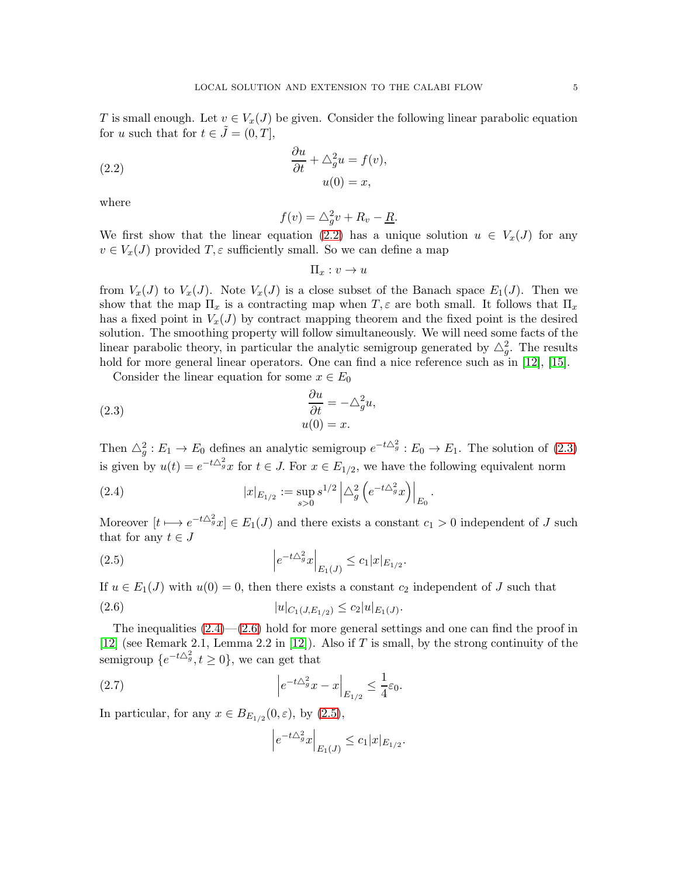$T$ is small enough. Let $v \in V_x(J)$ be given. Consider the following linear parabolic equation for $u$ such that for $t \in \tilde{J} = (0, T]$,

$$
\begin{aligned}
\frac{\partial u}{\partial t} + \triangle_g^2 u &= f(v), \\
u(0) &= x,
\end{aligned}
\tag{2.2}
$$

where

$$
f(v) = \triangle_g^2 v + R_v - \underline{R}.
$$

We first show that the linear equation (2.2) has a unique solution $u \in V_x(J)$ for any $v \in V_x(J)$ provided $T, \varepsilon$ sufficiently small. So we can define a map

$$
\Pi_x : v \to u
$$

from $V_x(J)$ to $V_x(J)$. Note $V_x(J)$ is a close subset of the Banach space $E_1(J)$. Then we show that the map $\Pi_x$ is a contracting map when $T, \varepsilon$ are both small. It follows that $\Pi_x$ has a fixed point in $V_x(J)$ by contract mapping theorem and the fixed point is the desired solution. The smoothing property will follow simultaneously. We will need some facts of the linear parabolic theory, in particular the analytic semigroup generated by $\triangle_g^2$. The results hold for more general linear operators. One can find a nice reference such as in [12], [15].

Consider the linear equation for some $x \in E_0$

$$
\begin{aligned}
\frac{\partial u}{\partial t} &= -\triangle_g^2 u, \\
u(0) &= x.
\end{aligned}
\tag{2.3}
$$

Then $\triangle_g^2 : E_1 \to E_0$ defines an analytic semigroup $e^{-t\triangle_g^2} : E_0 \to E_1$. The solution of (2.3) is given by $u(t) = e^{-t\triangle_g^2} x$ for $t \in J$. For $x \in E_{1/2}$, we have the following equivalent norm

$$
|x|_{E_{1/2}} := \sup_{s>0} s^{1/2} \left| \triangle_g^2 \left( e^{-t\triangle_g^2} x \right) \right|_{E_0}. \tag{2.4}
$$

Moreover $[t \longmapsto e^{-t\triangle_g^2} x] \in E_1(J)$ and there exists a constant $c_1 > 0$ independent of $J$ such that for any $t \in J$

$$
\left| e^{-t\triangle_g^2} x \right|_{E_1(J)} \leq c_1 |x|_{E_{1/2}}. \tag{2.5}
$$

If $u \in E_1(J)$ with $u(0) = 0$, then there exists a constant $c_2$ independent of $J$ such that

$$
|u|_{C_1(J, E_{1/2})} \leq c_2 |u|_{E_1(J)}. \tag{2.6}
$$

The inequalities (2.4)—(2.6) hold for more general settings and one can find the proof in [12] (see Remark 2.1, Lemma 2.2 in [12]). Also if $T$ is small, by the strong continuity of the semigroup $\{e^{-t\triangle_g^2}, t \geq 0\}$, we can get that

$$
\left| e^{-t\triangle_g^2} x - x \right|_{E_{1/2}} \leq \frac{1}{4} \varepsilon_0. \tag{2.7}
$$

In particular, for any $x \in B_{E_{1/2}}(0, \varepsilon)$, by (2.5),

$$
\left| e^{-t\triangle_g^2} x \right|_{E_1(J)} \leq c_1 |x|_{E_{1/2}}.
$$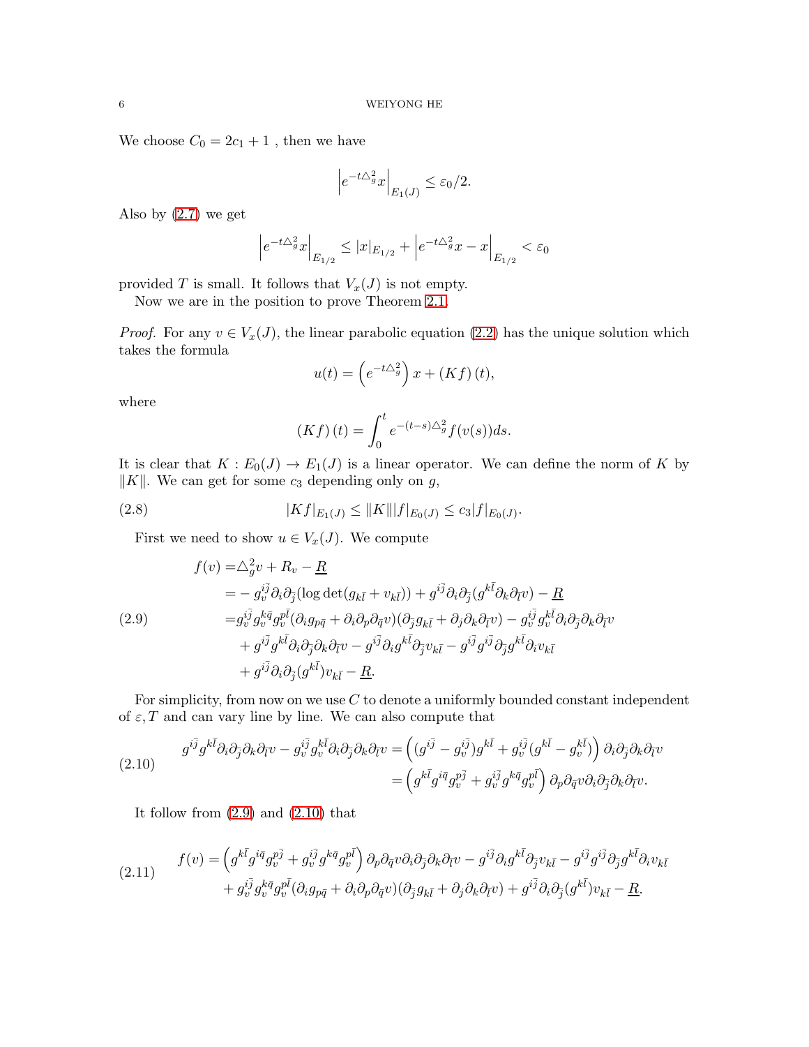We choose $C_0 = 2c_1 + 1$ , then we have

$$\left| e^{-t\triangle_g^2} x \right|_{E_1(J)} \leq \varepsilon_0/2.$$

Also by (2.7) we get

$$\left| e^{-t\triangle_g^2} x \right|_{E_{1/2}} \leq |x|_{E_{1/2}} + \left| e^{-t\triangle_g^2} x - x \right|_{E_{1/2}} < \varepsilon_0$$

provided $T$ is small. It follows that $V_x(J)$ is not empty.

Now we are in the position to prove Theorem 2.1.

*Proof.* For any $v \in V_x(J)$, the linear parabolic equation (2.2) has the unique solution which takes the formula

$$u(t) = \left( e^{-t\triangle_g^2} \right) x + (Kf)(t),$$

where

$$(Kf)(t) = \int_0^t e^{-(t-s)\triangle_g^2} f(v(s)) ds.$$

It is clear that $K : E_0(J) \to E_1(J)$ is a linear operator. We can define the norm of $K$ by $\|K\|$. We can get for some $c_3$ depending only on $g$,

$$|Kf|_{E_1(J)} \leq \|K\| |f|_{E_0(J)} \leq c_3 |f|_{E_0(J)}. \tag{2.8}$$

First we need to show $u \in V_x(J)$. We compute

$$\begin{aligned}
f(v) =& \triangle_g^2 v + R_v - \underline{R} \\
=& - g_v^{i\bar{j}} \partial_i \partial_{\bar{j}} (\log \det(g_{k\bar{l}} + v_{k\bar{l}})) + g^{i\bar{j}} \partial_i \partial_{\bar{j}} (g^{k\bar{l}} \partial_k \partial_{\bar{l}} v) - \underline{R} \\
=& g_v^{i\bar{j}} g_v^{k\bar{q}} g_v^{p\bar{l}} (\partial_i g_{p\bar{q}} + \partial_i \partial_p \partial_{\bar{q}} v)(\partial_{\bar{j}} g_{k\bar{l}} + \partial_j \partial_k \partial_{\bar{l}} v) - g_v^{i\bar{j}} g_v^{k\bar{l}} \partial_i \partial_{\bar{j}} \partial_k \partial_{\bar{l}} v \\
&+ g^{i\bar{j}} g^{k\bar{l}} \partial_i \partial_{\bar{j}} \partial_k \partial_{\bar{l}} v - g^{i\bar{j}} \partial_i g^{k\bar{l}} \partial_{\bar{j}} v_{k\bar{l}} - g^{i\bar{j}} g^{i\bar{j}} \partial_{\bar{j}} g^{k\bar{l}} \partial_i v_{k\bar{l}} \\
&+ g^{i\bar{j}} \partial_i \partial_{\bar{j}} (g^{k\bar{l}}) v_{k\bar{l}} - \underline{R}.
\end{aligned} \tag{2.9}$$

For simplicity, from now on we use $C$ to denote a uniformly bounded constant independent of $\varepsilon, T$ and can vary line by line. We can also compute that

$$\begin{aligned}
g^{i\bar{j}} g^{k\bar{l}} \partial_i \partial_{\bar{j}} \partial_k \partial_{\bar{l}} v - g_v^{i\bar{j}} g_v^{k\bar{l}} \partial_i \partial_{\bar{j}} \partial_k \partial_{\bar{l}} v =& \left( (g^{i\bar{j}} - g_v^{i\bar{j}}) g^{k\bar{l}} + g_v^{i\bar{j}} (g^{k\bar{l}} - g_v^{k\bar{l}}) \right) \partial_i \partial_{\bar{j}} \partial_k \partial_{\bar{l}} v \\
=& \left( g^{k\bar{l}} g^{i\bar{q}} g_v^{p\bar{j}} + g_v^{i\bar{j}} g^{k\bar{q}} g_v^{p\bar{l}} \right) \partial_p \partial_{\bar{q}} v \partial_i \partial_{\bar{j}} \partial_k \partial_{\bar{l}} v.
\end{aligned} \tag{2.10}$$

It follow from (2.9) and (2.10) that

$$\begin{aligned}
f(v) =& \left( g^{k\bar{l}} g^{i\bar{q}} g_v^{p\bar{j}} + g_v^{i\bar{j}} g^{k\bar{q}} g_v^{p\bar{l}} \right) \partial_p \partial_{\bar{q}} v \partial_i \partial_{\bar{j}} \partial_k \partial_{\bar{l}} v - g^{i\bar{j}} \partial_i g^{k\bar{l}} \partial_{\bar{j}} v_{k\bar{l}} - g^{i\bar{j}} g^{i\bar{j}} \partial_{\bar{j}} g^{k\bar{l}} \partial_i v_{k\bar{l}} \\
&+ g_v^{i\bar{j}} g_v^{k\bar{q}} g_v^{p\bar{l}} (\partial_i g_{p\bar{q}} + \partial_i \partial_p \partial_{\bar{q}} v)(\partial_{\bar{j}} g_{k\bar{l}} + \partial_j \partial_k \partial_{\bar{l}} v) + g^{i\bar{j}} \partial_i \partial_{\bar{j}} (g^{k\bar{l}}) v_{k\bar{l}} - \underline{R}.
\end{aligned} \tag{2.11}$$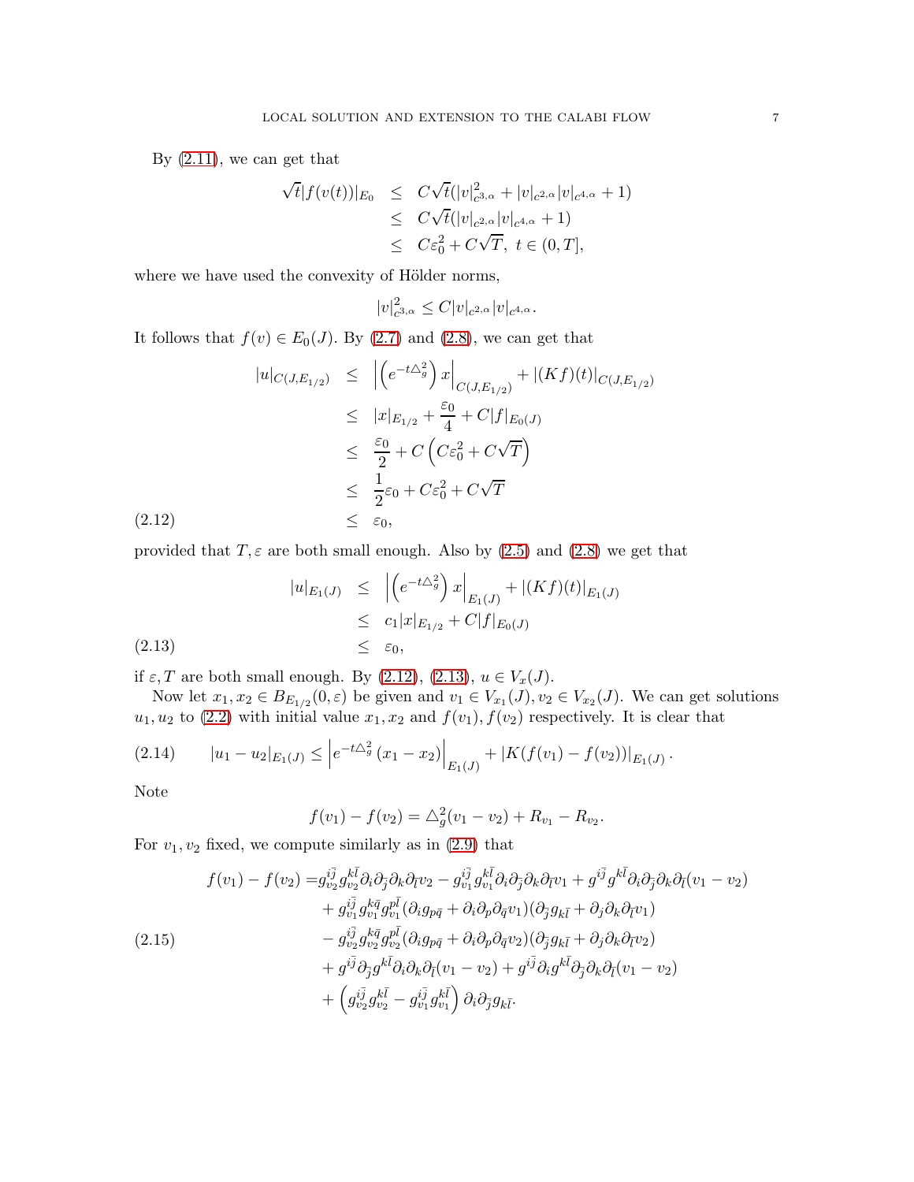By (2.11), we can get that

$$
\begin{aligned}
\sqrt{t}|f(v(t))|_{E_0} &\leq C\sqrt{t}(|v|^2_{c^{3,\alpha}} + |v|_{c^{2,\alpha}}|v|_{c^{4,\alpha}} + 1)\\
&\leq C\sqrt{t}(|v|_{c^{2,\alpha}}|v|_{c^{4,\alpha}} + 1)\\
&\leq C\varepsilon_0^2 + C\sqrt{T},\ t \in (0,T],
\end{aligned}
$$

where we have used the convexity of Hölder norms,

$$
|v|^2_{c^{3,\alpha}} \leq C|v|_{c^{2,\alpha}}|v|_{c^{4,\alpha}}.
$$

It follows that $f(v) \in E_0(J)$. By (2.7) and (2.8), we can get that

$$
\begin{aligned}
|u|_{C(J,E_{1/2})} &\leq \left|\left(e^{-t\triangle_g^2}\right)x\right|_{C(J,E_{1/2})} + |(Kf)(t)|_{C(J,E_{1/2})}\\
&\leq |x|_{E_{1/2}} + \frac{\varepsilon_0}{4} + C|f|_{E_0(J)}\\
&\leq \frac{\varepsilon_0}{2} + C\left(C\varepsilon_0^2 + C\sqrt{T}\right)\\
&\leq \frac{1}{2}\varepsilon_0 + C\varepsilon_0^2 + C\sqrt{T}\\
&\leq \varepsilon_0, \qquad (2.12)
\end{aligned}
$$

provided that $T, \varepsilon$ are both small enough. Also by (2.5) and (2.8) we get that

$$
\begin{aligned}
|u|_{E_1(J)} &\leq \left|\left(e^{-t\triangle_g^2}\right)x\right|_{E_1(J)} + |(Kf)(t)|_{E_1(J)}\\
&\leq c_1|x|_{E_{1/2}} + C|f|_{E_0(J)}\\
&\leq \varepsilon_0, \qquad (2.13)
\end{aligned}
$$

if $\varepsilon, T$ are both small enough. By (2.12), (2.13), $u \in V_x(J)$.

Now let $x_1, x_2 \in B_{E_{1/2}}(0,\varepsilon)$ be given and $v_1 \in V_{x_1}(J), v_2 \in V_{x_2}(J)$. We can get solutions $u_1, u_2$ to (2.2) with initial value $x_1, x_2$ and $f(v_1), f(v_2)$ respectively. It is clear that

$$
|u_1 - u_2|_{E_1(J)} \leq \left|e^{-t\triangle_g^2}(x_1 - x_2)\right|_{E_1(J)} + |K(f(v_1) - f(v_2))|_{E_1(J)}. \qquad (2.14)
$$

Note

$$
f(v_1) - f(v_2) = \triangle_g^2(v_1 - v_2) + R_{v_1} - R_{v_2}.
$$

For $v_1, v_2$ fixed, we compute similarly as in (2.9) that

$$
\begin{aligned}
f(v_1) - f(v_2) =& g_{v_2}^{i\bar{j}}g_{v_2}^{k\bar{l}}\partial_i\partial_{\bar{j}}\partial_k\partial_{\bar{l}}v_2 - g_{v_1}^{i\bar{j}}g_{v_1}^{k\bar{l}}\partial_i\partial_{\bar{j}}\partial_k\partial_{\bar{l}}v_1 + g^{i\bar{j}}g^{k\bar{l}}\partial_i\partial_{\bar{j}}\partial_k\partial_{\bar{l}}(v_1 - v_2)\\
&+ g_{v_1}^{i\bar{j}}g_{v_1}^{k\bar{q}}g_{v_1}^{p\bar{l}}(\partial_i g_{p\bar{q}} + \partial_i\partial_p\partial_{\bar{q}}v_1)(\partial_{\bar{j}}g_{k\bar{l}} + \partial_j\partial_k\partial_{\bar{l}}v_1)\\
&- g_{v_2}^{i\bar{j}}g_{v_2}^{k\bar{q}}g_{v_2}^{p\bar{l}}(\partial_i g_{p\bar{q}} + \partial_i\partial_p\partial_{\bar{q}}v_2)(\partial_{\bar{j}}g_{k\bar{l}} + \partial_j\partial_k\partial_{\bar{l}}v_2)\\
&+ g^{i\bar{j}}\partial_{\bar{j}}g^{k\bar{l}}\partial_i\partial_k\partial_{\bar{l}}(v_1 - v_2) + g^{i\bar{j}}\partial_i g^{k\bar{l}}\partial_{\bar{j}}\partial_k\partial_{\bar{l}}(v_1 - v_2)\\
&+ \left(g_{v_2}^{i\bar{j}}g_{v_2}^{k\bar{l}} - g_{v_1}^{i\bar{j}}g_{v_1}^{k\bar{l}}\right)\partial_i\partial_{\bar{j}}g_{k\bar{l}}.
\end{aligned} \qquad (2.15)
$$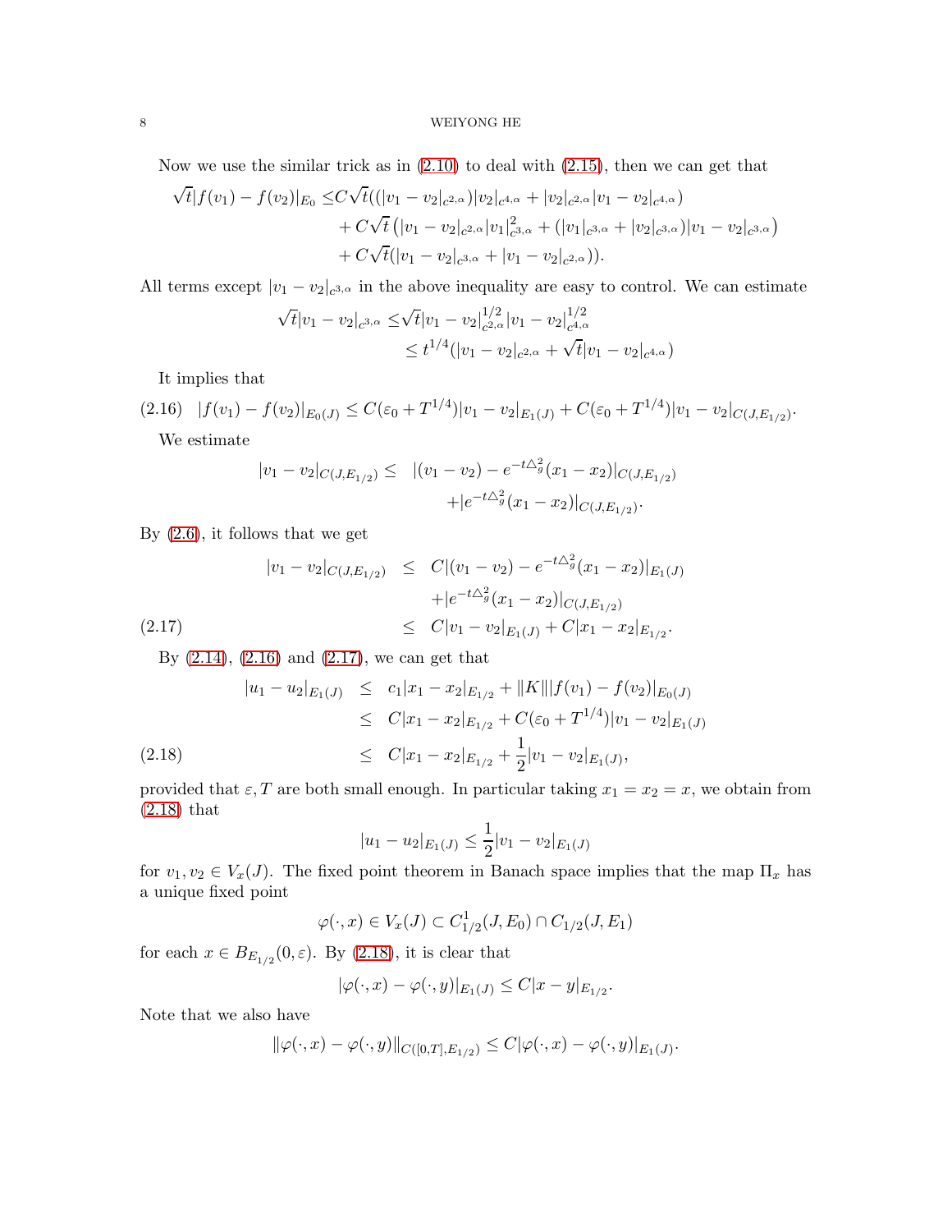Now we use the similar trick as in (2.10) to deal with (2.15), then we can get that

$$
\begin{aligned}
\sqrt{t}|f(v_1)-f(v_2)|_{E_0} \leq & C\sqrt{t}((|v_1-v_2|_{c^{2,\alpha}})|v_2|_{c^{4,\alpha}}+|v_2|_{c^{2,\alpha}}|v_1-v_2|_{c^{4,\alpha}}) \\
&+C\sqrt{t}\left(|v_1-v_2|_{c^{2,\alpha}}|v_1|^2_{c^{3,\alpha}}+(|v_1|_{c^{3,\alpha}}+|v_2|_{c^{3,\alpha}})|v_1-v_2|_{c^{3,\alpha}}\right) \\
&+C\sqrt{t}(|v_1-v_2|_{c^{3,\alpha}}+|v_1-v_2|_{c^{2,\alpha}})).
\end{aligned}
$$

All terms except $|v_1-v_2|_{c^{3,\alpha}}$ in the above inequality are easy to control. We can estimate

$$
\begin{aligned}
\sqrt{t}|v_1-v_2|_{c^{3,\alpha}} \leq & \sqrt{t}|v_1-v_2|^{1/2}_{c^{2,\alpha}}|v_1-v_2|^{1/2}_{c^{4,\alpha}} \\
\leq & t^{1/4}(|v_1-v_2|_{c^{2,\alpha}}+\sqrt{t}|v_1-v_2|_{c^{4,\alpha}})
\end{aligned}
$$

It implies that

$$
|f(v_1)-f(v_2)|_{E_0(J)} \leq C(\varepsilon_0+T^{1/4})|v_1-v_2|_{E_1(J)}+C(\varepsilon_0+T^{1/4})|v_1-v_2|_{C(J,E_{1/2})}. \tag{2.16}
$$

We estimate

$$
\begin{aligned}
|v_1-v_2|_{C(J,E_{1/2})} \leq & \;|(v_1-v_2)-e^{-t\triangle_g^2}(x_1-x_2)|_{C(J,E_{1/2})} \\
&+|e^{-t\triangle_g^2}(x_1-x_2)|_{C(J,E_{1/2})}.
\end{aligned}
$$

By (2.6), it follows that we get

$$
\begin{aligned}
|v_1-v_2|_{C(J,E_{1/2})} \leq & \; C|(v_1-v_2)-e^{-t\triangle_g^2}(x_1-x_2)|_{E_1(J)} \\
&+|e^{-t\triangle_g^2}(x_1-x_2)|_{C(J,E_{1/2})} \\
\leq & \; C|v_1-v_2|_{E_1(J)}+C|x_1-x_2|_{E_{1/2}}.
\end{aligned} \tag{2.17}
$$

By (2.14), (2.16) and (2.17), we can get that

$$
\begin{aligned}
|u_1-u_2|_{E_1(J)} \leq & \; c_1|x_1-x_2|_{E_{1/2}}+\|K\||f(v_1)-f(v_2)|_{E_0(J)} \\
\leq & \; C|x_1-x_2|_{E_{1/2}}+C(\varepsilon_0+T^{1/4})|v_1-v_2|_{E_1(J)} \\
\leq & \; C|x_1-x_2|_{E_{1/2}}+\frac{1}{2}|v_1-v_2|_{E_1(J)},
\end{aligned} \tag{2.18}
$$

provided that $\varepsilon, T$ are both small enough. In particular taking $x_1=x_2=x$, we obtain from (2.18) that

$$
|u_1-u_2|_{E_1(J)} \leq \frac{1}{2}|v_1-v_2|_{E_1(J)}
$$

for $v_1, v_2 \in V_x(J)$. The fixed point theorem in Banach space implies that the map $\Pi_x$ has a unique fixed point

$$
\varphi(\cdot,x) \in V_x(J) \subset C^1_{1/2}(J,E_0)\cap C_{1/2}(J,E_1)
$$

for each $x \in B_{E_{1/2}}(0,\varepsilon)$. By (2.18), it is clear that

$$
|\varphi(\cdot,x)-\varphi(\cdot,y)|_{E_1(J)} \leq C|x-y|_{E_{1/2}}.
$$

Note that we also have

$$
\|\varphi(\cdot,x)-\varphi(\cdot,y)\|_{C([0,T],E_{1/2})} \leq C|\varphi(\cdot,x)-\varphi(\cdot,y)|_{E_1(J)}.
$$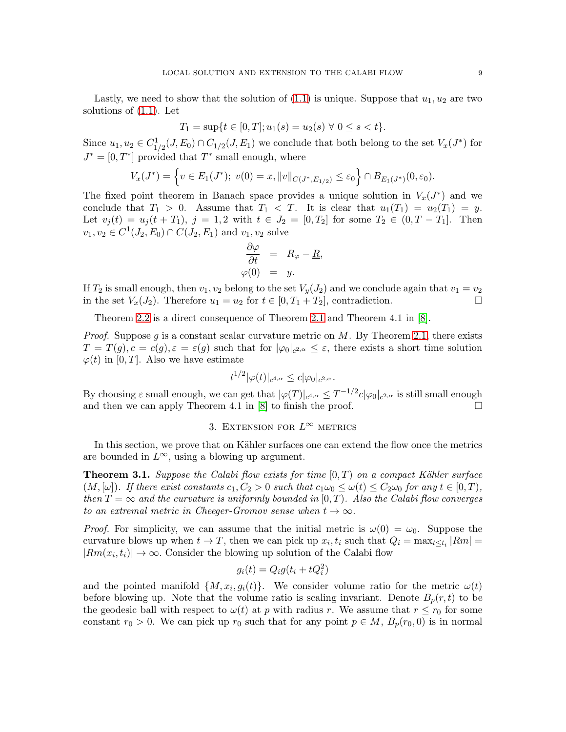Lastly, we need to show that the solution of (1.1) is unique. Suppose that $u_1, u_2$ are two solutions of (1.1). Let

$$T_1 = \sup\{t \in [0, T]; u_1(s) = u_2(s) \ \forall\ 0 \le s < t\}.$$

Since $u_1, u_2 \in C^1_{1/2}(J, E_0) \cap C_{1/2}(J, E_1)$ we conclude that both belong to the set $V_x(J^*)$ for $J^* = [0, T^*]$ provided that $T^*$ small enough, where

$$V_x(J^*) = \left\{ v \in E_1(J^*);\ v(0) = x, \|v\|_{C(J^*, E_{1/2})} \le \varepsilon_0 \right\} \cap B_{E_1(J^*)}(0, \varepsilon_0).$$

The fixed point theorem in Banach space provides a unique solution in $V_x(J^*)$ and we conclude that $T_1 > 0$. Assume that $T_1 < T$. It is clear that $u_1(T_1) = u_2(T_1) = y$. Let $v_j(t) = u_j(t + T_1)$, $j = 1, 2$ with $t \in J_2 = [0, T_2]$ for some $T_2 \in (0, T - T_1]$. Then $v_1, v_2 \in C^1(J_2, E_0) \cap C(J_2, E_1)$ and $v_1, v_2$ solve

$$\begin{aligned} \frac{\partial \varphi}{\partial t} &= R_\varphi - \underline{R}, \\ \varphi(0) &= y. \end{aligned}$$

If $T_2$ is small enough, then $v_1, v_2$ belong to the set $V_y(J_2)$ and we conclude again that $v_1 = v_2$ in the set $V_x(J_2)$. Therefore $u_1 = u_2$ for $t \in [0, T_1 + T_2]$, contradiction. □

Theorem 2.2 is a direct consequence of Theorem 2.1 and Theorem 4.1 in [8].

*Proof.* Suppose $g$ is a constant scalar curvature metric on $M$. By Theorem 2.1, there exists $T = T(g), c = c(g), \varepsilon = \varepsilon(g)$ such that for $|\varphi_0|_{c^{2,\alpha}} \le \varepsilon$, there exists a short time solution $\varphi(t)$ in $[0, T]$. Also we have estimate

$$t^{1/2} |\varphi(t)|_{c^{4,\alpha}} \le c |\varphi_0|_{c^{2,\alpha}}.$$

By choosing $\varepsilon$ small enough, we can get that $|\varphi(T)|_{c^{4,\alpha}} \le T^{-1/2} c |\varphi_0|_{c^{2,\alpha}}$ is still small enough and then we can apply Theorem 4.1 in [8] to finish the proof. □

## 3. Extension for $L^\infty$ metrics

In this section, we prove that on Kähler surfaces one can extend the flow once the metrics are bounded in $L^\infty$, using a blowing up argument.

**Theorem 3.1.** *Suppose the Calabi flow exists for time $[0, T)$ on a compact Kähler surface $(M, [\omega])$. If there exist constants $c_1, C_2 > 0$ such that $c_1 \omega_0 \le \omega(t) \le C_2 \omega_0$ for any $t \in [0, T)$, then $T = \infty$ and the curvature is uniformly bounded in $[0, T)$. Also the Calabi flow converges to an extremal metric in Cheeger-Gromov sense when $t \to \infty$.*

*Proof.* For simplicity, we can assume that the initial metric is $\omega(0) = \omega_0$. Suppose the curvature blows up when $t \to T$, then we can pick up $x_i, t_i$ such that $Q_i = \max_{t \le t_i} |Rm| = |Rm(x_i, t_i)| \to \infty$. Consider the blowing up solution of the Calabi flow

$$g_i(t) = Q_i g(t_i + t Q_i^2)$$

and the pointed manifold $\{M, x_i, g_i(t)\}$. We consider volume ratio for the metric $\omega(t)$ before blowing up. Note that the volume ratio is scaling invariant. Denote $B_p(r, t)$ to be the geodesic ball with respect to $\omega(t)$ at $p$ with radius $r$. We assume that $r \le r_0$ for some constant $r_0 > 0$. We can pick up $r_0$ such that for any point $p \in M$, $B_p(r_0, 0)$ is in normal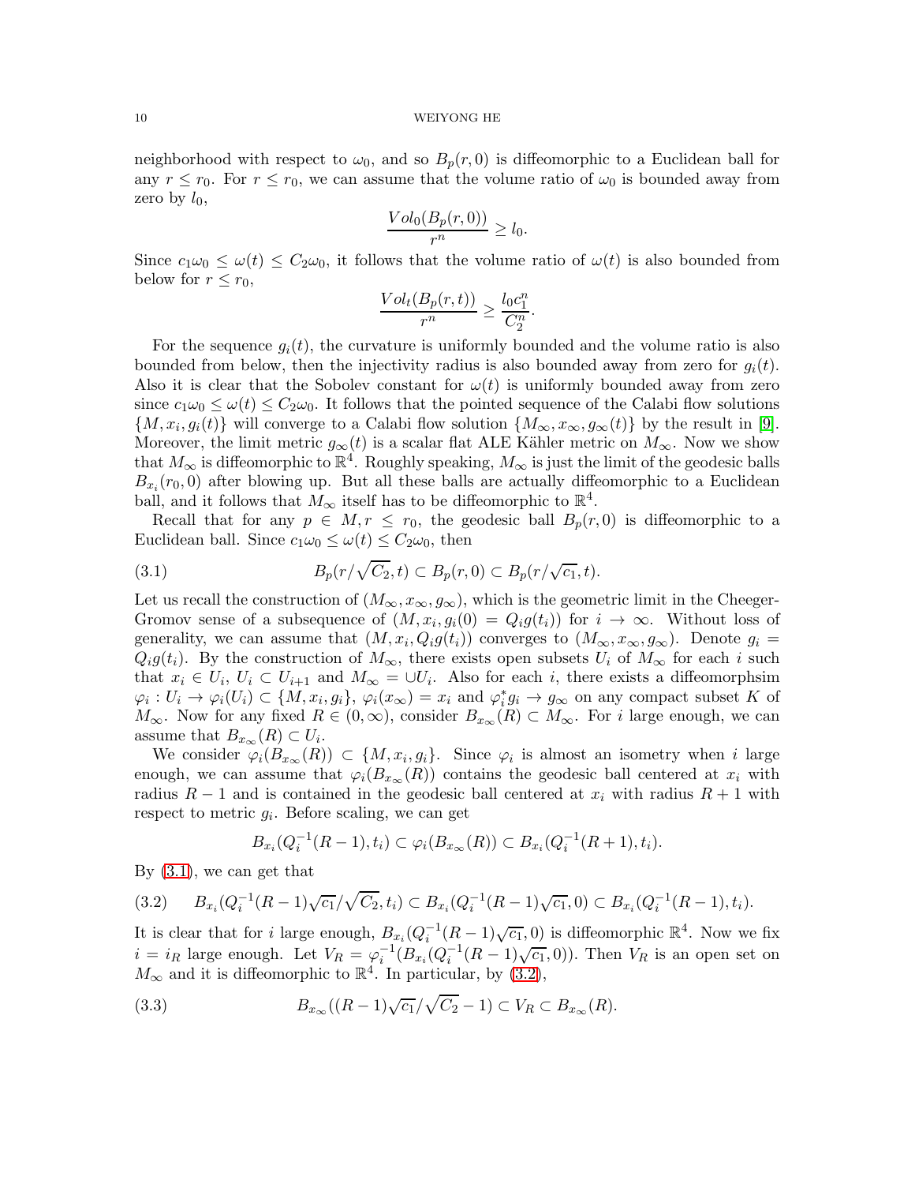neighborhood with respect to $\omega_0$, and so $B_p(r, 0)$ is diffeomorphic to a Euclidean ball for any $r \leq r_0$. For $r \leq r_0$, we can assume that the volume ratio of $\omega_0$ is bounded away from zero by $l_0$,

$$\frac{Vol_0(B_p(r, 0))}{r^n} \geq l_0.$$

Since $c_1\omega_0 \leq \omega(t) \leq C_2\omega_0$, it follows that the volume ratio of $\omega(t)$ is also bounded from below for $r \leq r_0$,

$$\frac{Vol_t(B_p(r, t))}{r^n} \geq \frac{l_0 c_1^n}{C_2^n}.$$

For the sequence $g_i(t)$, the curvature is uniformly bounded and the volume ratio is also bounded from below, then the injectivity radius is also bounded away from zero for $g_i(t)$. Also it is clear that the Sobolev constant for $\omega(t)$ is uniformly bounded away from zero since $c_1\omega_0 \leq \omega(t) \leq C_2\omega_0$. It follows that the pointed sequence of the Calabi flow solutions $\{M, x_i, g_i(t)\}$ will converge to a Calabi flow solution $\{M_\infty, x_\infty, g_\infty(t)\}$ by the result in [9]. Moreover, the limit metric $g_\infty(t)$ is a scalar flat ALE Kähler metric on $M_\infty$. Now we show that $M_\infty$ is diffeomorphic to $\mathbb{R}^4$. Roughly speaking, $M_\infty$ is just the limit of the geodesic balls $B_{x_i}(r_0, 0)$ after blowing up. But all these balls are actually diffeomorphic to a Euclidean ball, and it follows that $M_\infty$ itself has to be diffeomorphic to $\mathbb{R}^4$.

Recall that for any $p \in M, r \leq r_0$, the geodesic ball $B_p(r, 0)$ is diffeomorphic to a Euclidean ball. Since $c_1\omega_0 \leq \omega(t) \leq C_2\omega_0$, then

$$B_p(r/\sqrt{C_2}, t) \subset B_p(r, 0) \subset B_p(r/\sqrt{c_1}, t). \tag{3.1}$$

Let us recall the construction of $(M_\infty, x_\infty, g_\infty)$, which is the geometric limit in the Cheeger-Gromov sense of a subsequence of $(M, x_i, g_i(0) = Q_i g(t_i))$ for $i \to \infty$. Without loss of generality, we can assume that $(M, x_i, Q_i g(t_i))$ converges to $(M_\infty, x_\infty, g_\infty)$. Denote $g_i = Q_i g(t_i)$. By the construction of $M_\infty$, there exists open subsets $U_i$ of $M_\infty$ for each $i$ such that $x_i \in U_i$, $U_i \subset U_{i+1}$ and $M_\infty = \cup U_i$. Also for each $i$, there exists a diffeomorphsim $\varphi_i : U_i \to \varphi_i(U_i) \subset \{M, x_i, g_i\}$, $\varphi_i(x_\infty) = x_i$ and $\varphi_i^* g_i \to g_\infty$ on any compact subset $K$ of $M_\infty$. Now for any fixed $R \in (0, \infty)$, consider $B_{x_\infty}(R) \subset M_\infty$. For $i$ large enough, we can assume that $B_{x_\infty}(R) \subset U_i$.

We consider $\varphi_i(B_{x_\infty}(R)) \subset \{M, x_i, g_i\}$. Since $\varphi_i$ is almost an isometry when $i$ large enough, we can assume that $\varphi_i(B_{x_\infty}(R))$ contains the geodesic ball centered at $x_i$ with radius $R - 1$ and is contained in the geodesic ball centered at $x_i$ with radius $R + 1$ with respect to metric $g_i$. Before scaling, we can get

$$B_{x_i}(Q_i^{-1}(R - 1), t_i) \subset \varphi_i(B_{x_\infty}(R)) \subset B_{x_i}(Q_i^{-1}(R + 1), t_i).$$

By (3.1), we can get that

$$B_{x_i}(Q_i^{-1}(R-1)\sqrt{c_1}/\sqrt{C_2}, t_i) \subset B_{x_i}(Q_i^{-1}(R-1)\sqrt{c_1}, 0) \subset B_{x_i}(Q_i^{-1}(R-1), t_i). \tag{3.2}$$

It is clear that for $i$ large enough, $B_{x_i}(Q_i^{-1}(R-1)\sqrt{c_1}, 0)$ is diffeomorphic $\mathbb{R}^4$. Now we fix $i = i_R$ large enough. Let $V_R = \varphi_i^{-1}(B_{x_i}(Q_i^{-1}(R-1)\sqrt{c_1}, 0))$. Then $V_R$ is an open set on $M_\infty$ and it is diffeomorphic to $\mathbb{R}^4$. In particular, by (3.2),

$$B_{x_\infty}((R-1)\sqrt{c_1}/\sqrt{C_2} - 1) \subset V_R \subset B_{x_\infty}(R). \tag{3.3}$$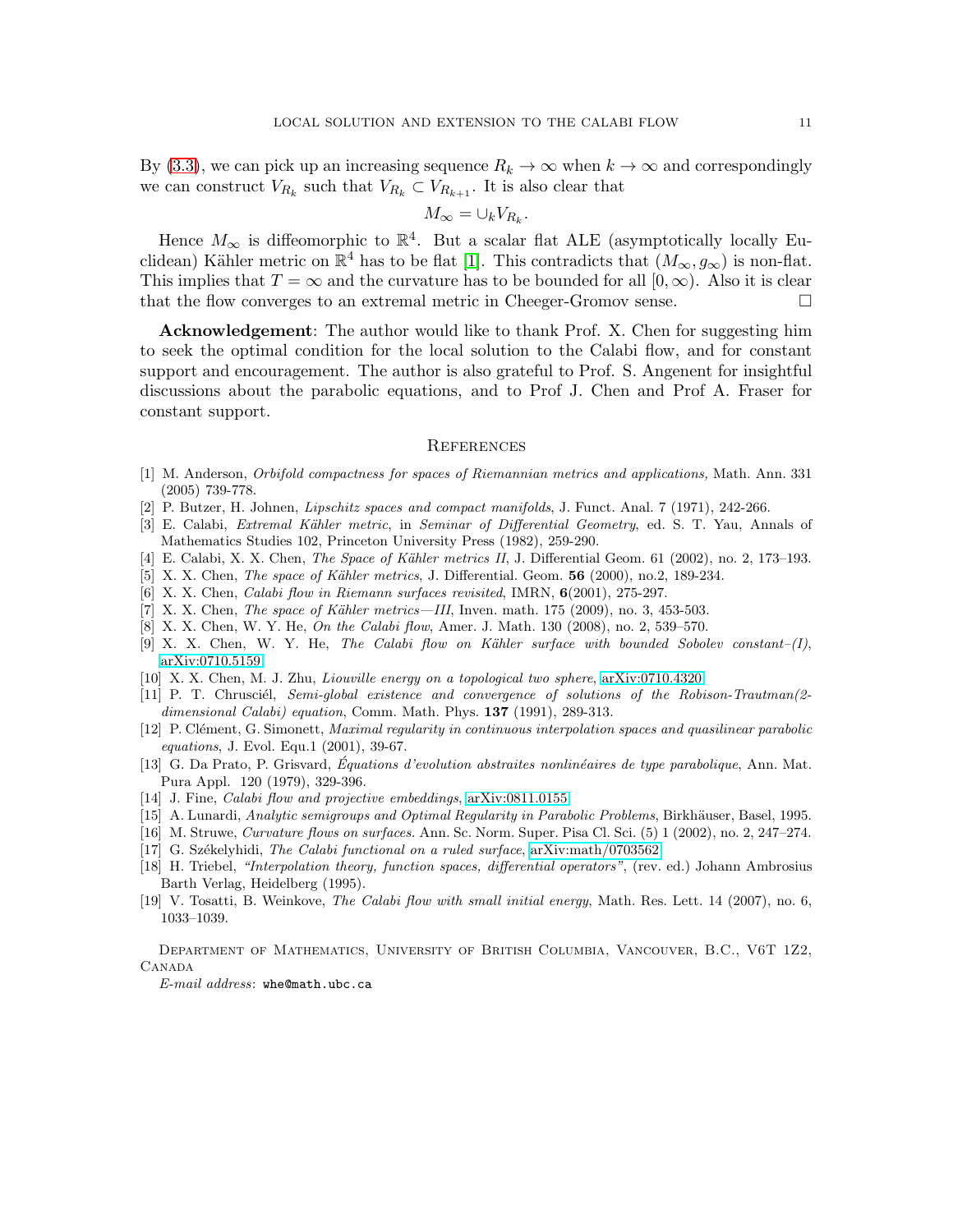By (3.3), we can pick up an increasing sequence $R_k \to \infty$ when $k \to \infty$ and correspondingly we can construct $V_{R_k}$ such that $V_{R_k} \subset V_{R_{k+1}}$. It is also clear that

$$M_\infty = \cup_k V_{R_k}.$$

Hence $M_\infty$ is diffeomorphic to $\mathbb{R}^4$. But a scalar flat ALE (asymptotically locally Euclidean) Kähler metric on $\mathbb{R}^4$ has to be flat [1]. This contradicts that $(M_\infty, g_\infty)$ is non-flat. This implies that $T = \infty$ and the curvature has to be bounded for all $[0, \infty)$. Also it is clear that the flow converges to an extremal metric in Cheeger-Gromov sense. □

**Acknowledgement**: The author would like to thank Prof. X. Chen for suggesting him to seek the optimal condition for the local solution to the Calabi flow, and for constant support and encouragement. The author is also grateful to Prof. S. Angenent for insightful discussions about the parabolic equations, and to Prof J. Chen and Prof A. Fraser for constant support.

## References

[1] M. Anderson, *Orbifold compactness for spaces of Riemannian metrics and applications,* Math. Ann. 331 (2005) 739-778.

[2] P. Butzer, H. Johnen, *Lipschitz spaces and compact manifolds*, J. Funct. Anal. 7 (1971), 242-266.

[3] E. Calabi, *Extremal Kähler metric*, in *Seminar of Differential Geometry*, ed. S. T. Yau, Annals of Mathematics Studies 102, Princeton University Press (1982), 259-290.

[4] E. Calabi, X. X. Chen, *The Space of Kähler metrics II*, J. Differential Geom. 61 (2002), no. 2, 173–193.

[5] X. X. Chen, *The space of Kähler metrics*, J. Differential. Geom. **56** (2000), no.2, 189-234.

[6] X. X. Chen, *Calabi flow in Riemann surfaces revisited*, IMRN, **6**(2001), 275-297.

[7] X. X. Chen, *The space of Kähler metrics—III*, Inven. math. 175 (2009), no. 3, 453-503.

[8] X. X. Chen, W. Y. He, *On the Calabi flow*, Amer. J. Math. 130 (2008), no. 2, 539–570.

[9] X. X. Chen, W. Y. He, *The Calabi flow on Kähler surface with bounded Sobolev constant–(I)*, arXiv:0710.5159.

[10] X. X. Chen, M. J. Zhu, *Liouville energy on a topological two sphere*, arXiv:0710.4320.

[11] P. T. Chrusciél, *Semi-global existence and convergence of solutions of the Robison-Trautman(2-dimensional Calabi) equation*, Comm. Math. Phys. **137** (1991), 289-313.

[12] P. Clément, G. Simonett, *Maximal regularity in continuous interpolation spaces and quasilinear parabolic equations*, J. Evol. Equ.1 (2001), 39-67.

[13] G. Da Prato, P. Grisvard, *Équations d'evolution abstraites nonlinéaires de type parabolique*, Ann. Mat. Pura Appl. 120 (1979), 329-396.

[14] J. Fine, *Calabi flow and projective embeddings*, arXiv:0811.0155.

[15] A. Lunardi, *Analytic semigroups and Optimal Regularity in Parabolic Problems*, Birkhäuser, Basel, 1995.

[16] M. Struwe, *Curvature flows on surfaces.* Ann. Sc. Norm. Super. Pisa Cl. Sci. (5) 1 (2002), no. 2, 247–274.

[17] G. Székelyhidi, *The Calabi functional on a ruled surface*, arXiv:math/0703562.

[18] H. Triebel, *"Interpolation theory, function spaces, differential operators"*, (rev. ed.) Johann Ambrosius Barth Verlag, Heidelberg (1995).

[19] V. Tosatti, B. Weinkove, *The Calabi flow with small initial energy*, Math. Res. Lett. 14 (2007), no. 6, 1033–1039.

Department of Mathematics, University of British Columbia, Vancouver, B.C., V6T 1Z2, Canada

*E-mail address*: whe@math.ubc.ca